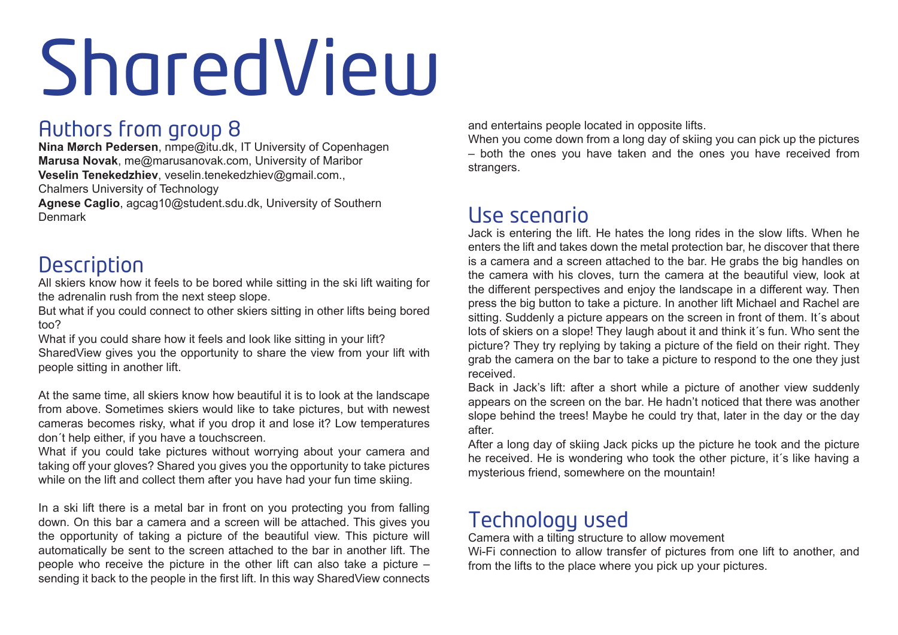# SharedView

## Authors from group 8

**Nina Mørch Pedersen**, nmpe@itu.dk, IT University of Copenhagen
**Marusa Novak**, me@marusanovak.com, University of Maribor
**Veselin Tenekedzhiev**, veselin.tenekedzhiev@gmail.com., Chalmers University of Technology
**Agnese Caglio**, agcag10@student.sdu.dk, University of Southern Denmark

## Description

All skiers know how it feels to be bored while sitting in the ski lift waiting for the adrenalin rush from the next steep slope.

But what if you could connect to other skiers sitting in other lifts being bored too?

What if you could share how it feels and look like sitting in your lift?

SharedView gives you the opportunity to share the view from your lift with people sitting in another lift.

At the same time, all skiers know how beautiful it is to look at the landscape from above. Sometimes skiers would like to take pictures, but with newest cameras becomes risky, what if you drop it and lose it? Low temperatures don´t help either, if you have a touchscreen.

What if you could take pictures without worrying about your camera and taking off your gloves? Shared you gives you the opportunity to take pictures while on the lift and collect them after you have had your fun time skiing.

In a ski lift there is a metal bar in front on you protecting you from falling down. On this bar a camera and a screen will be attached. This gives you the opportunity of taking a picture of the beautiful view. This picture will automatically be sent to the screen attached to the bar in another lift. The people who receive the picture in the other lift can also take a picture – sending it back to the people in the first lift. In this way SharedView connects and entertains people located in opposite lifts.

When you come down from a long day of skiing you can pick up the pictures – both the ones you have taken and the ones you have received from strangers.

## Use scenario

Jack is entering the lift. He hates the long rides in the slow lifts. When he enters the lift and takes down the metal protection bar, he discover that there is a camera and a screen attached to the bar. He grabs the big handles on the camera with his cloves, turn the camera at the beautiful view, look at the different perspectives and enjoy the landscape in a different way. Then press the big button to take a picture. In another lift Michael and Rachel are sitting. Suddenly a picture appears on the screen in front of them. It´s about lots of skiers on a slope! They laugh about it and think it´s fun. Who sent the picture? They try replying by taking a picture of the field on their right. They grab the camera on the bar to take a picture to respond to the one they just received.

Back in Jack's lift: after a short while a picture of another view suddenly appears on the screen on the bar. He hadn't noticed that there was another slope behind the trees! Maybe he could try that, later in the day or the day after.

After a long day of skiing Jack picks up the picture he took and the picture he received. He is wondering who took the other picture, it´s like having a mysterious friend, somewhere on the mountain!

## Technology used

Camera with a tilting structure to allow movement

Wi-Fi connection to allow transfer of pictures from one lift to another, and from the lifts to the place where you pick up your pictures.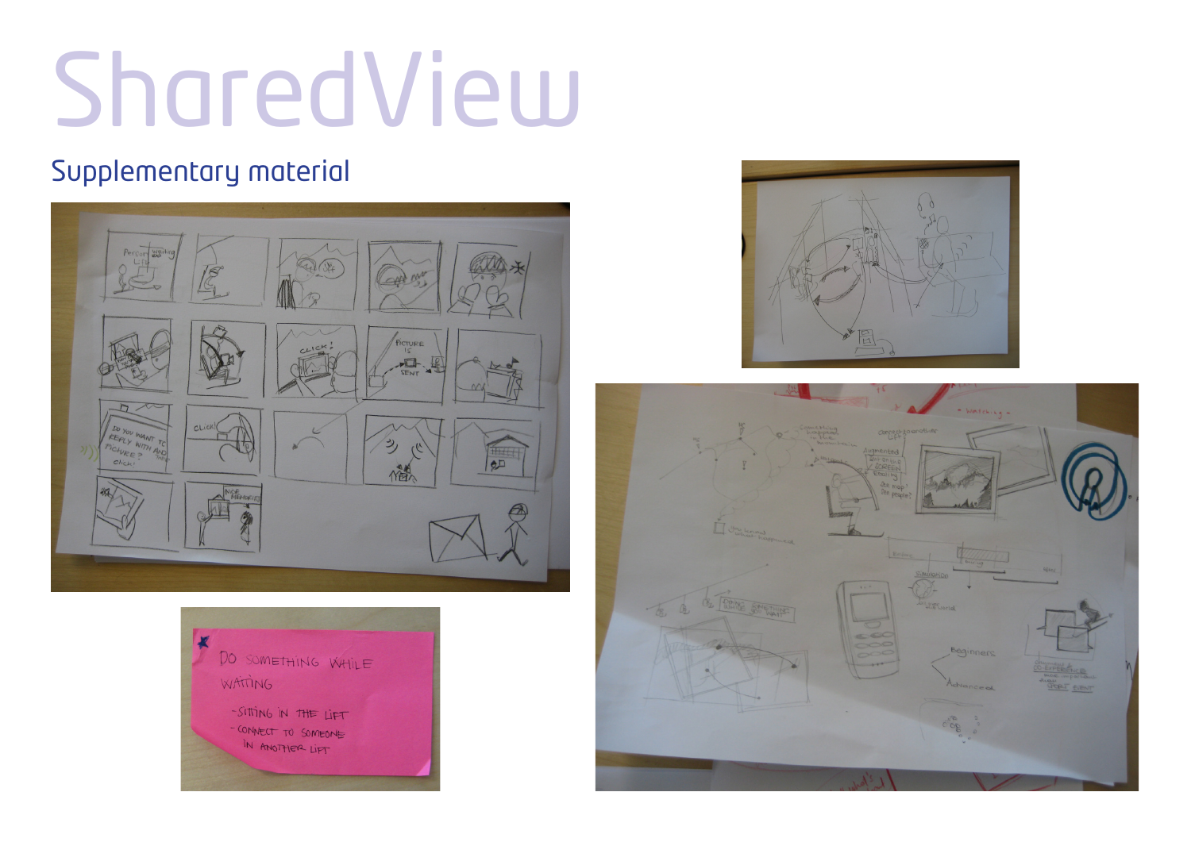# SharedView

## Supplementary material